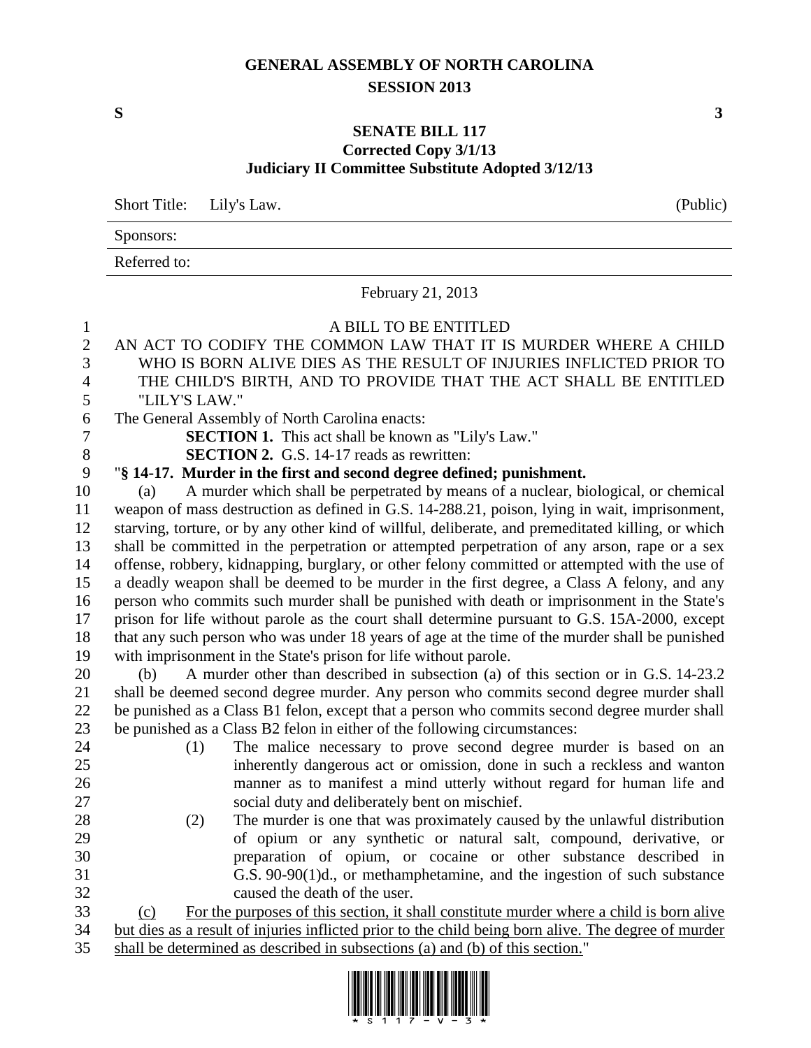# GENERAL ASSEMBLY OF NORTH CAROLINA
## SESSION 2013

**S** **3**

### SENATE BILL 117
**Corrected Copy 3/1/13**
**Judiciary II Committee Substitute Adopted 3/12/13**

| Short Title: Lily's Law. | (Public) |
|---|---|
| Sponsors: | |
| Referred to: | |

February 21, 2013

A BILL TO BE ENTITLED

AN ACT TO CODIFY THE COMMON LAW THAT IT IS MURDER WHERE A CHILD WHO IS BORN ALIVE DIES AS THE RESULT OF INJURIES INFLICTED PRIOR TO THE CHILD'S BIRTH, AND TO PROVIDE THAT THE ACT SHALL BE ENTITLED "LILY'S LAW."

The General Assembly of North Carolina enacts:

**SECTION 1.** This act shall be known as "Lily's Law."

**SECTION 2.** G.S. 14-17 reads as rewritten:

"**§ 14-17. Murder in the first and second degree defined; punishment.**

(a) A murder which shall be perpetrated by means of a nuclear, biological, or chemical weapon of mass destruction as defined in G.S. 14-288.21, poison, lying in wait, imprisonment, starving, torture, or by any other kind of willful, deliberate, and premeditated killing, or which shall be committed in the perpetration or attempted perpetration of any arson, rape or a sex offense, robbery, kidnapping, burglary, or other felony committed or attempted with the use of a deadly weapon shall be deemed to be murder in the first degree, a Class A felony, and any person who commits such murder shall be punished with death or imprisonment in the State's prison for life without parole as the court shall determine pursuant to G.S. 15A-2000, except that any such person who was under 18 years of age at the time of the murder shall be punished with imprisonment in the State's prison for life without parole.

(b) A murder other than described in subsection (a) of this section or in G.S. 14-23.2 shall be deemed second degree murder. Any person who commits second degree murder shall be punished as a Class B1 felon, except that a person who commits second degree murder shall be punished as a Class B2 felon in either of the following circumstances:

(1) The malice necessary to prove second degree murder is based on an inherently dangerous act or omission, done in such a reckless and wanton manner as to manifest a mind utterly without regard for human life and social duty and deliberately bent on mischief.

(2) The murder is one that was proximately caused by the unlawful distribution of opium or any synthetic or natural salt, compound, derivative, or preparation of opium, or cocaine or other substance described in G.S. 90-90(1)d., or methamphetamine, and the ingestion of such substance caused the death of the user.

<u>(c) For the purposes of this section, it shall constitute murder where a child is born alive but dies as a result of injuries inflicted prior to the child being born alive. The degree of murder shall be determined as described in subsections (a) and (b) of this section.</u>"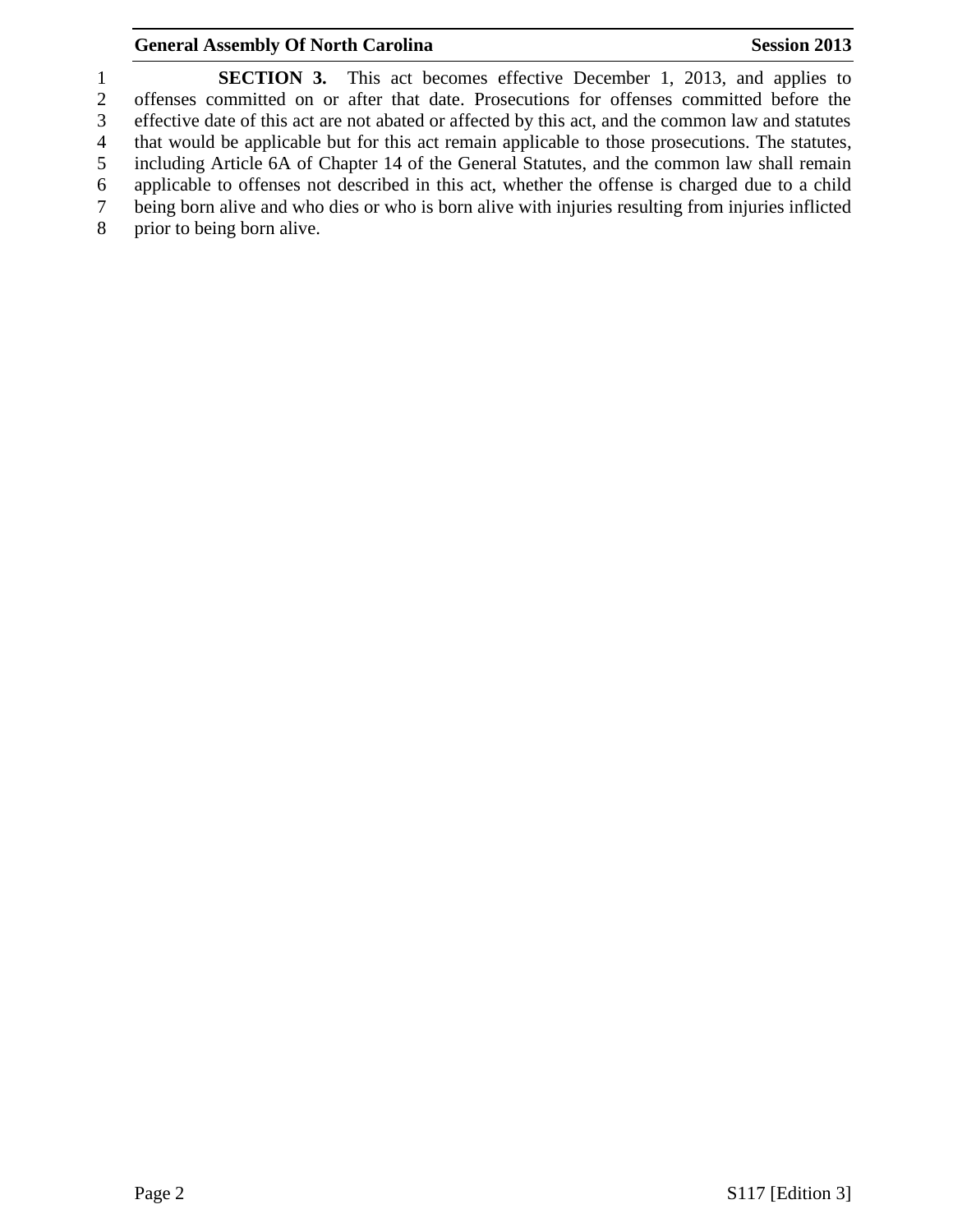**SECTION 3.** This act becomes effective December 1, 2013, and applies to offenses committed on or after that date. Prosecutions for offenses committed before the effective date of this act are not abated or affected by this act, and the common law and statutes that would be applicable but for this act remain applicable to those prosecutions. The statutes, including Article 6A of Chapter 14 of the General Statutes, and the common law shall remain applicable to offenses not described in this act, whether the offense is charged due to a child being born alive and who dies or who is born alive with injuries resulting from injuries inflicted prior to being born alive.